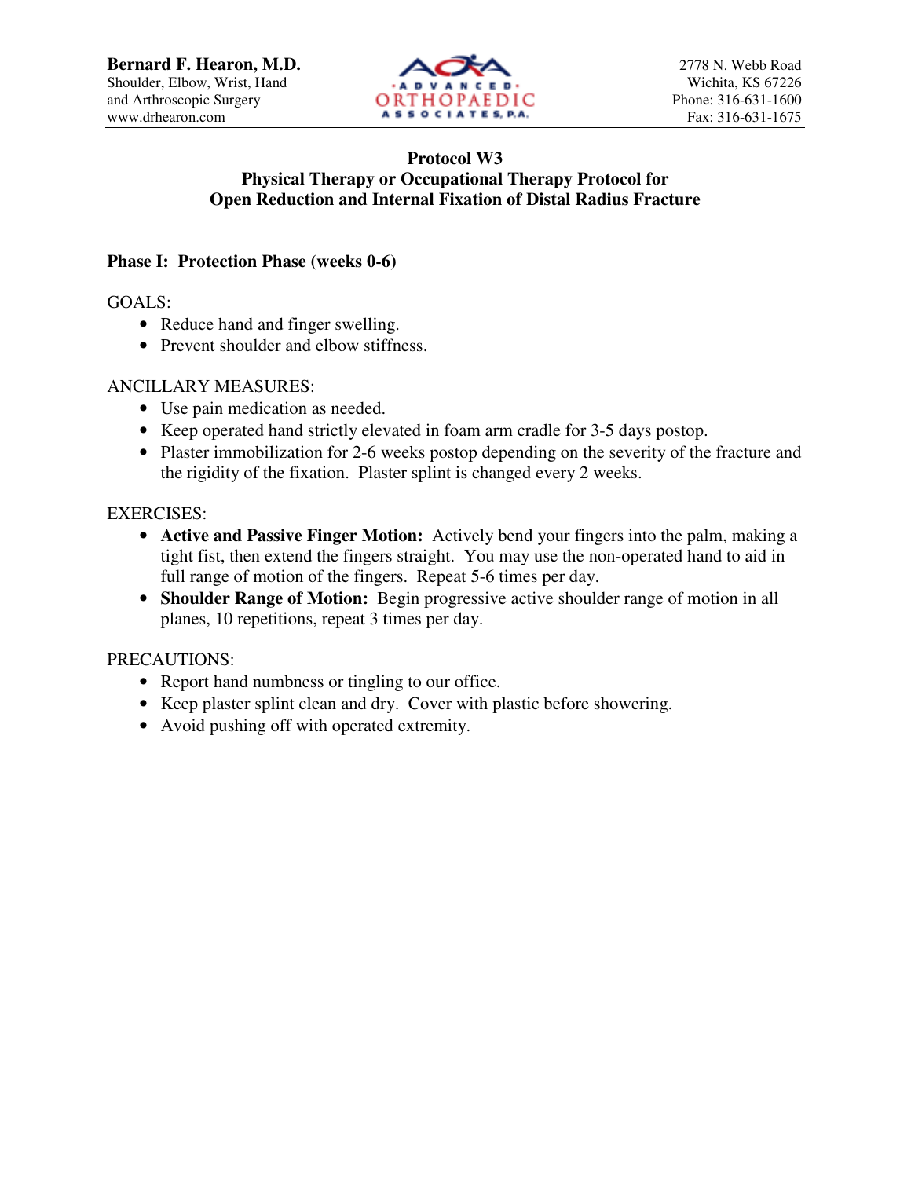**Bernard F. Hearon, M.D.**
Shoulder, Elbow, Wrist, Hand
and Arthroscopic Surgery
www.drhearon.com

ADVANCED ORTHOPAEDIC ASSOCIATES, P.A.

2778 N. Webb Road
Wichita, KS 67226
Phone: 316-631-1600
Fax: 316-631-1675

# Protocol W3
# Physical Therapy or Occupational Therapy Protocol for Open Reduction and Internal Fixation of Distal Radius Fracture

## Phase I: Protection Phase (weeks 0-6)

GOALS:

- Reduce hand and finger swelling.
- Prevent shoulder and elbow stiffness.

ANCILLARY MEASURES:

- Use pain medication as needed.
- Keep operated hand strictly elevated in foam arm cradle for 3-5 days postop.
- Plaster immobilization for 2-6 weeks postop depending on the severity of the fracture and the rigidity of the fixation. Plaster splint is changed every 2 weeks.

EXERCISES:

- **Active and Passive Finger Motion:** Actively bend your fingers into the palm, making a tight fist, then extend the fingers straight. You may use the non-operated hand to aid in full range of motion of the fingers. Repeat 5-6 times per day.
- **Shoulder Range of Motion:** Begin progressive active shoulder range of motion in all planes, 10 repetitions, repeat 3 times per day.

PRECAUTIONS:

- Report hand numbness or tingling to our office.
- Keep plaster splint clean and dry. Cover with plastic before showering.
- Avoid pushing off with operated extremity.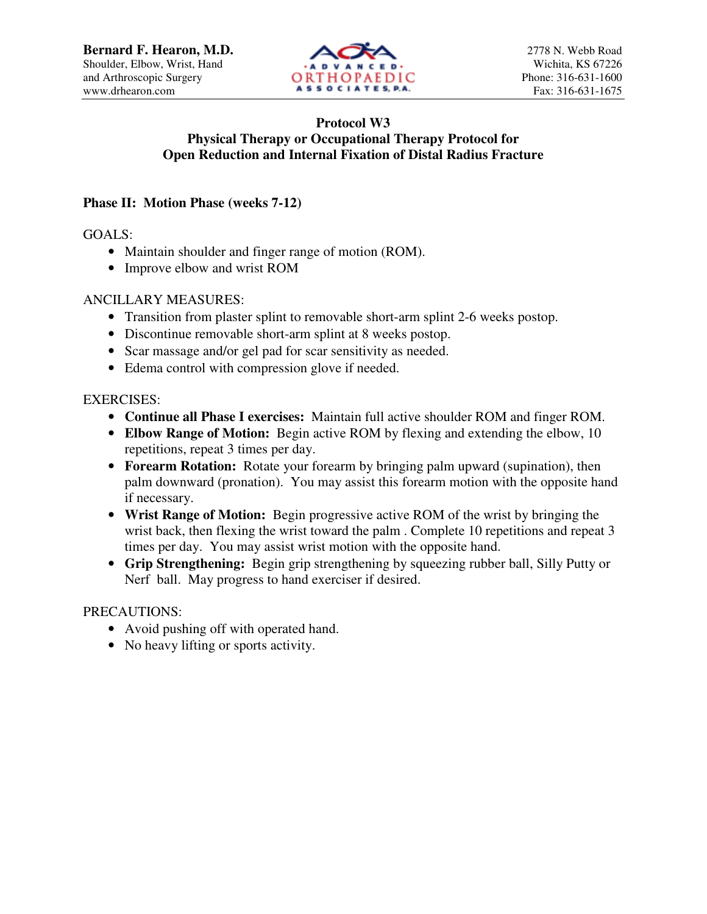**Bernard F. Hearon, M.D.**
Shoulder, Elbow, Wrist, Hand
and Arthroscopic Surgery
www.drhearon.com

ADVANCED ORTHOPAEDIC ASSOCIATES, P.A.

2778 N. Webb Road
Wichita, KS 67226
Phone: 316-631-1600
Fax: 316-631-1675

## Protocol W3
## Physical Therapy or Occupational Therapy Protocol for Open Reduction and Internal Fixation of Distal Radius Fracture

### Phase II: Motion Phase (weeks 7-12)

GOALS:

- Maintain shoulder and finger range of motion (ROM).
- Improve elbow and wrist ROM

ANCILLARY MEASURES:

- Transition from plaster splint to removable short-arm splint 2-6 weeks postop.
- Discontinue removable short-arm splint at 8 weeks postop.
- Scar massage and/or gel pad for scar sensitivity as needed.
- Edema control with compression glove if needed.

EXERCISES:

- **Continue all Phase I exercises:** Maintain full active shoulder ROM and finger ROM.
- **Elbow Range of Motion:** Begin active ROM by flexing and extending the elbow, 10 repetitions, repeat 3 times per day.
- **Forearm Rotation:** Rotate your forearm by bringing palm upward (supination), then palm downward (pronation). You may assist this forearm motion with the opposite hand if necessary.
- **Wrist Range of Motion:** Begin progressive active ROM of the wrist by bringing the wrist back, then flexing the wrist toward the palm . Complete 10 repetitions and repeat 3 times per day. You may assist wrist motion with the opposite hand.
- **Grip Strengthening:** Begin grip strengthening by squeezing rubber ball, Silly Putty or Nerf ball. May progress to hand exerciser if desired.

PRECAUTIONS:

- Avoid pushing off with operated hand.
- No heavy lifting or sports activity.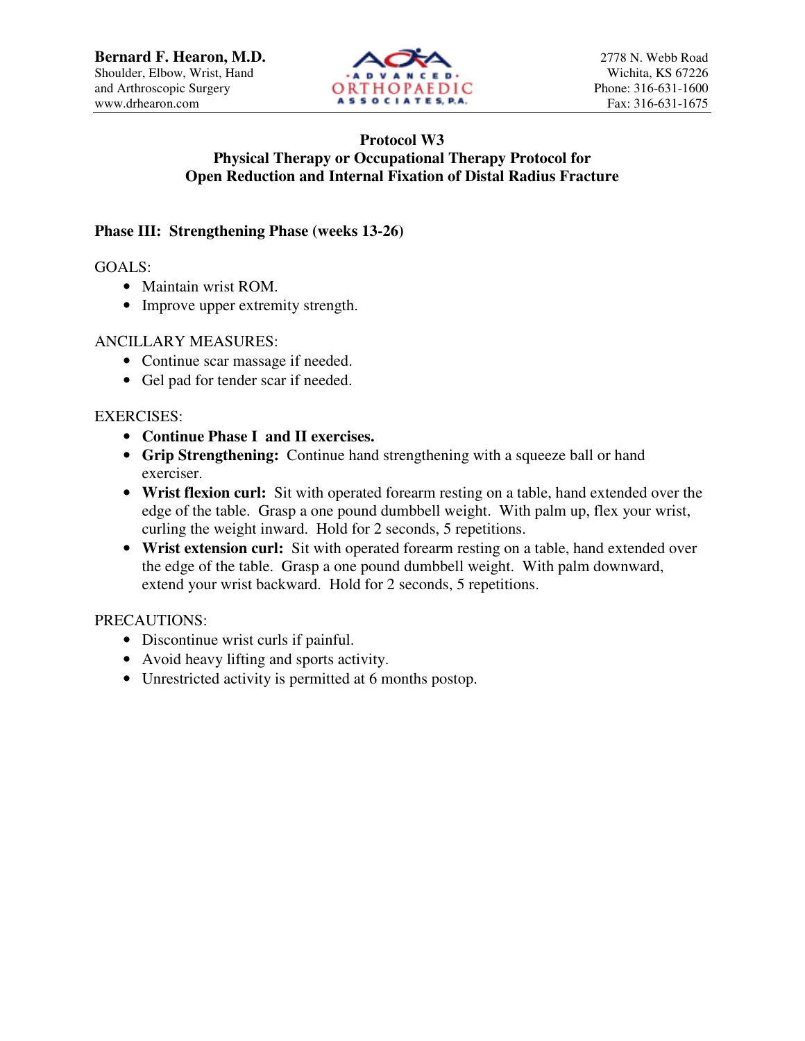**Bernard F. Hearon, M.D.**
Shoulder, Elbow, Wrist, Hand
and Arthroscopic Surgery
www.drhearon.com

ADVANCED ORTHOPAEDIC ASSOCIATES, P.A.

2778 N. Webb Road
Wichita, KS 67226
Phone: 316-631-1600
Fax: 316-631-1675

## Protocol W3
## Physical Therapy or Occupational Therapy Protocol for Open Reduction and Internal Fixation of Distal Radius Fracture

### Phase III: Strengthening Phase (weeks 13-26)

GOALS:

- Maintain wrist ROM.
- Improve upper extremity strength.

ANCILLARY MEASURES:

- Continue scar massage if needed.
- Gel pad for tender scar if needed.

EXERCISES:

- **Continue Phase I and II exercises.**
- **Grip Strengthening:** Continue hand strengthening with a squeeze ball or hand exerciser.
- **Wrist flexion curl:** Sit with operated forearm resting on a table, hand extended over the edge of the table. Grasp a one pound dumbbell weight. With palm up, flex your wrist, curling the weight inward. Hold for 2 seconds, 5 repetitions.
- **Wrist extension curl:** Sit with operated forearm resting on a table, hand extended over the edge of the table. Grasp a one pound dumbbell weight. With palm downward, extend your wrist backward. Hold for 2 seconds, 5 repetitions.

PRECAUTIONS:

- Discontinue wrist curls if painful.
- Avoid heavy lifting and sports activity.
- Unrestricted activity is permitted at 6 months postop.